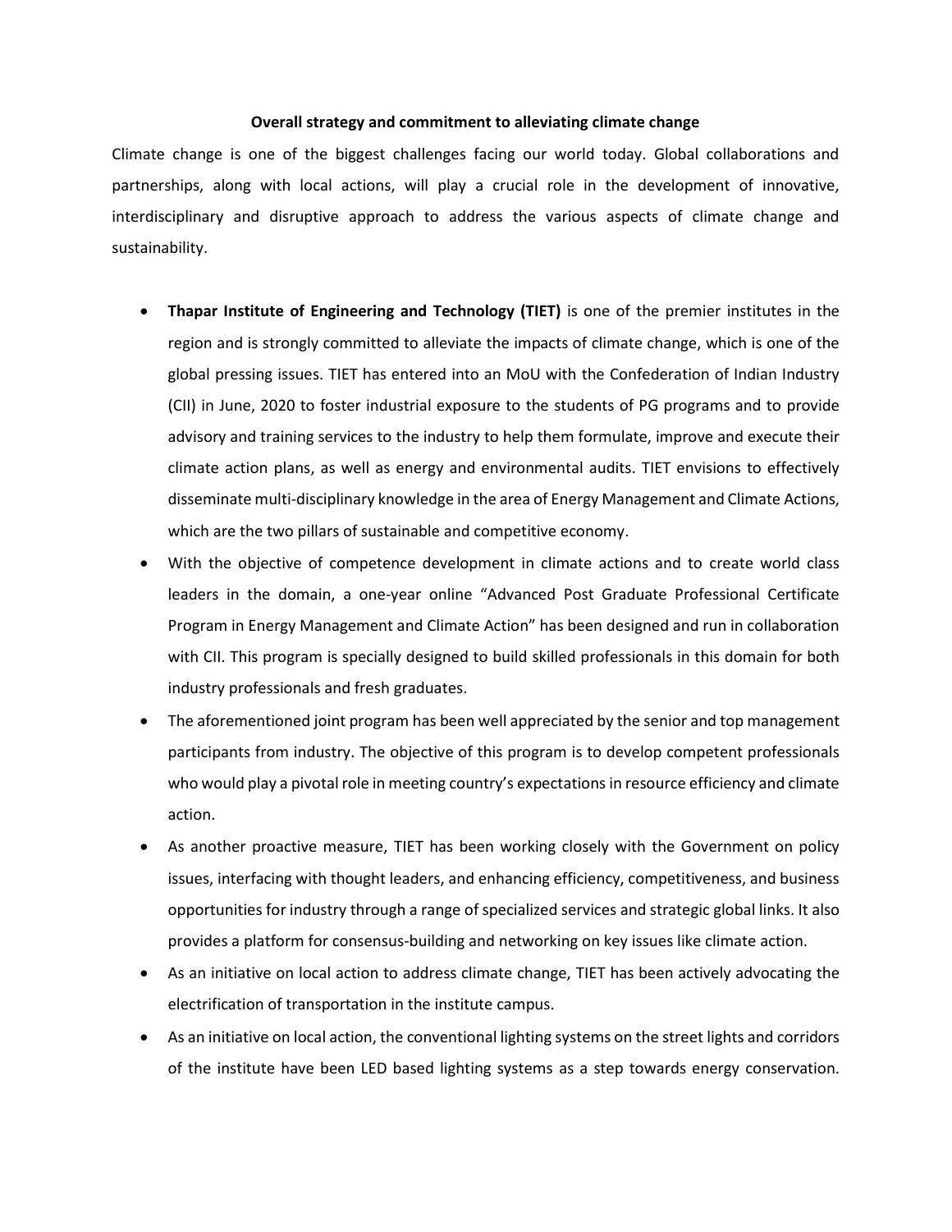**Overall strategy and commitment to alleviating climate change**

Climate change is one of the biggest challenges facing our world today. Global collaborations and partnerships, along with local actions, will play a crucial role in the development of innovative, interdisciplinary and disruptive approach to address the various aspects of climate change and sustainability.

- **Thapar Institute of Engineering and Technology (TIET)** is one of the premier institutes in the region and is strongly committed to alleviate the impacts of climate change, which is one of the global pressing issues. TIET has entered into an MoU with the Confederation of Indian Industry (CII) in June, 2020 to foster industrial exposure to the students of PG programs and to provide advisory and training services to the industry to help them formulate, improve and execute their climate action plans, as well as energy and environmental audits. TIET envisions to effectively disseminate multi-disciplinary knowledge in the area of Energy Management and Climate Actions, which are the two pillars of sustainable and competitive economy.
- With the objective of competence development in climate actions and to create world class leaders in the domain, a one-year online "Advanced Post Graduate Professional Certificate Program in Energy Management and Climate Action" has been designed and run in collaboration with CII. This program is specially designed to build skilled professionals in this domain for both industry professionals and fresh graduates.
- The aforementioned joint program has been well appreciated by the senior and top management participants from industry. The objective of this program is to develop competent professionals who would play a pivotal role in meeting country's expectations in resource efficiency and climate action.
- As another proactive measure, TIET has been working closely with the Government on policy issues, interfacing with thought leaders, and enhancing efficiency, competitiveness, and business opportunities for industry through a range of specialized services and strategic global links. It also provides a platform for consensus-building and networking on key issues like climate action.
- As an initiative on local action to address climate change, TIET has been actively advocating the electrification of transportation in the institute campus.
- As an initiative on local action, the conventional lighting systems on the street lights and corridors of the institute have been LED based lighting systems as a step towards energy conservation.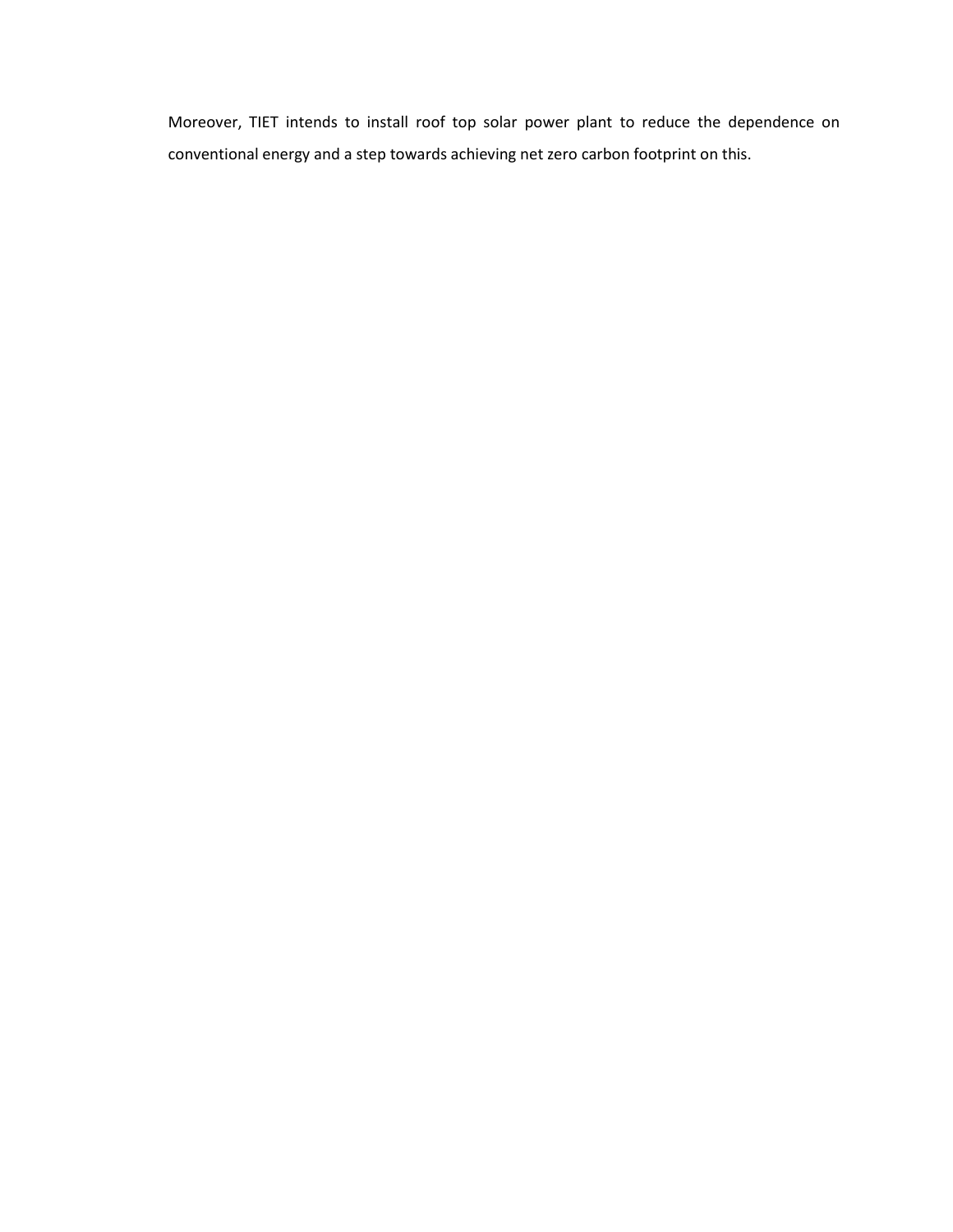Moreover, TIET intends to install roof top solar power plant to reduce the dependence on conventional energy and a step towards achieving net zero carbon footprint on this.